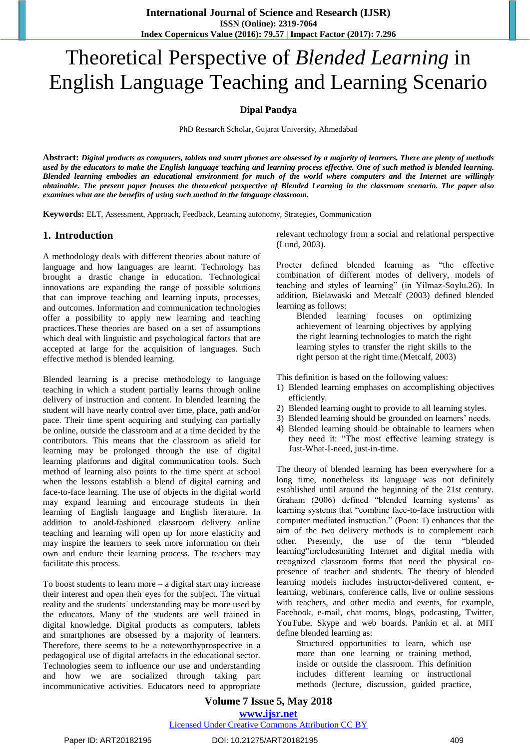# Theoretical Perspective of *Blended Learning* in English Language Teaching and Learning Scenario

**Dipal Pandya**

PhD Research Scholar, Gujarat University, Ahmedabad

**Abstract:** ***Digital products as computers, tablets and smart phones are obsessed by a majority of learners. There are plenty of methods used by the educators to make the English language teaching and learning process effective. One of such method is blended learning. Blended learning embodies an educational environment for much of the world where computers and the Internet are willingly obtainable. The present paper focuses the theoretical perspective of Blended Learning in the classroom scenario. The paper also examines what are the benefits of using such method in the language classroom.***

**Keywords:** ELT, Assessment, Approach, Feedback, Learning autonomy, Strategies, Communication

## 1. Introduction

A methodology deals with different theories about nature of language and how languages are learnt. Technology has brought a drastic change in education. Technological innovations are expanding the range of possible solutions that can improve teaching and learning inputs, processes, and outcomes. Information and communication technologies offer a possibility to apply new learning and teaching practices.These theories are based on a set of assumptions which deal with linguistic and psychological factors that are accepted at large for the acquisition of languages. Such effective method is blended learning.

Blended learning is a precise methodology to language teaching in which a student partially learns through online delivery of instruction and content. In blended learning the student will have nearly control over time, place, path and/or pace. Their time spent acquiring and studying can partially be online, outside the classroom and at a time decided by the contributors. This means that the classroom as afield for learning may be prolonged through the use of digital learning platforms and digital communication tools. Such method of learning also points to the time spent at school when the lessons establish a blend of digital earning and face-to-face learning. The use of objects in the digital world may expand learning and encourage students in their learning of English language and English literature. In addition to anold-fashioned classroom delivery online teaching and learning will open up for more elasticity and may inspire the learners to seek more information on their own and endure their learning process. The teachers may facilitate this process.

To boost students to learn more – a digital start may increase their interest and open their eyes for the subject. The virtual reality and the students´ understanding may be more used by the educators. Many of the students are well trained in digital knowledge. Digital products as computers, tablets and smartphones are obsessed by a majority of learners. Therefore, there seems to be a noteworthyprospective in a pedagogical use of digital artefacts in the educational sector. Technologies seem to influence our use and understanding and how we are socialized through taking part incommunicative activities. Educators need to appropriate relevant technology from a social and relational perspective (Lund, 2003).

Procter defined blended learning as "the effective combination of different modes of delivery, models of teaching and styles of learning" (in Yilmaz-Soylu.26). In addition, Bielawaski and Metcalf (2003) defined blended learning as follows:

> Blended learning focuses on optimizing achievement of learning objectives by applying the right learning technologies to match the right learning styles to transfer the right skills to the right person at the right time.(Metcalf, 2003)

This definition is based on the following values:

1) Blended learning emphases on accomplishing objectives efficiently.
2) Blended learning ought to provide to all learning styles.
3) Blended learning should be grounded on learners' needs.
4) Blended learning should be obtainable to learners when they need it: "The most effective learning strategy is Just-What-I-need, just-in-time.

The theory of blended learning has been everywhere for a long time, nonetheless its language was not definitely established until around the beginning of the 21st century. Graham (2006) defined "blended learning systems' as learning systems that "combine face-to-face instruction with computer mediated instruction." (Poon: 1) enhances that the aim of the two delivery methods is to complement each other. Presently, the use of the term "blended learning"includesuniting Internet and digital media with recognized classroom forms that need the physical co-presence of teacher and students. The theory of blended learning models includes instructor-delivered content, e-learning, webinars, conference calls, live or online sessions with teachers, and other media and events, for example, Facebook, e-mail, chat rooms, blogs, podcasting, Twitter, YouTube, Skype and web boards. Pankin et al. at MIT define blended learning as:

> Structured opportunities to learn, which use more than one learning or training method, inside or outside the classroom. This definition includes different learning or instructional methods (lecture, discussion, guided practice,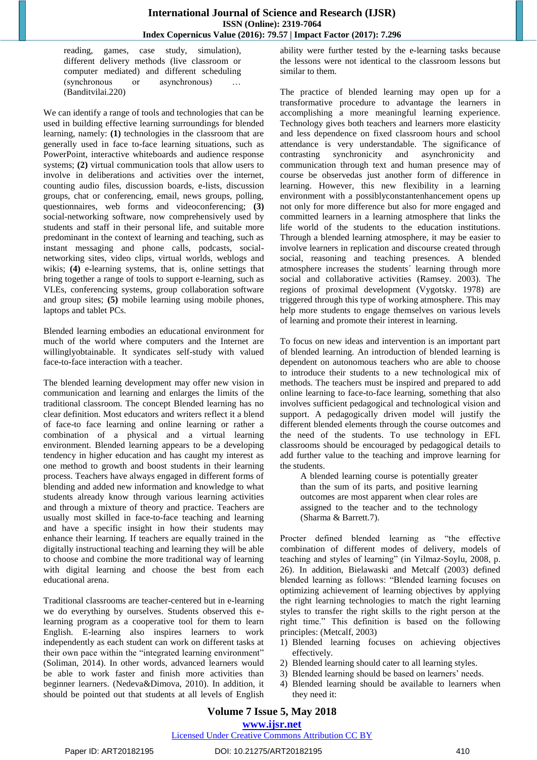> reading, games, case study, simulation), different delivery methods (live classroom or computer mediated) and different scheduling (synchronous or asynchronous) … (Banditvilai.220)

We can identify a range of tools and technologies that can be used in building effective learning surroundings for blended learning, namely: **(1)** technologies in the classroom that are generally used in face to-face learning situations, such as PowerPoint, interactive whiteboards and audience response systems; **(2)** virtual communication tools that allow users to involve in deliberations and activities over the internet, counting audio files, discussion boards, e-lists, discussion groups, chat or conferencing, email, news groups, polling, questionnaires, web forms and videoconferencing; **(3)** social-networking software, now comprehensively used by students and staff in their personal life, and suitable more predominant in the context of learning and teaching, such as instant messaging and phone calls, podcasts, social-networking sites, video clips, virtual worlds, weblogs and wikis; **(4)** e-learning systems, that is, online settings that bring together a range of tools to support e-learning, such as VLEs, conferencing systems, group collaboration software and group sites; **(5)** mobile learning using mobile phones, laptops and tablet PCs.

Blended learning embodies an educational environment for much of the world where computers and the Internet are willinglyobtainable. It syndicates self-study with valued face-to-face interaction with a teacher.

The blended learning development may offer new vision in communication and learning and enlarges the limits of the traditional classroom. The concept Blended learning has no clear definition. Most educators and writers reflect it a blend of face-to face learning and online learning or rather a combination of a physical and a virtual learning environment. Blended learning appears to be a developing tendency in higher education and has caught my interest as one method to growth and boost students in their learning process. Teachers have always engaged in different forms of blending and added new information and knowledge to what students already know through various learning activities and through a mixture of theory and practice. Teachers are usually most skilled in face-to-face teaching and learning and have a specific insight in how their students may enhance their learning. If teachers are equally trained in the digitally instructional teaching and learning they will be able to choose and combine the more traditional way of learning with digital learning and choose the best from each educational arena.

Traditional classrooms are teacher-centered but in e-learning we do everything by ourselves. Students observed this e-learning program as a cooperative tool for them to learn English. E-learning also inspires learners to work independently as each student can work on different tasks at their own pace within the "integrated learning environment" (Soliman, 2014). In other words, advanced learners would be able to work faster and finish more activities than beginner learners. (Nedeva&Dimova, 2010). In addition, it should be pointed out that students at all levels of English ability were further tested by the e-learning tasks because the lessons were not identical to the classroom lessons but similar to them.

The practice of blended learning may open up for a transformative procedure to advantage the learners in accomplishing a more meaningful learning experience. Technology gives both teachers and learners more elasticity and less dependence on fixed classroom hours and school attendance is very understandable. The significance of contrasting synchronicity and asynchronicity and communication through text and human presence may of course be observedas just another form of difference in learning. However, this new flexibility in a learning environment with a possiblyconstantenhancement opens up not only for more difference but also for more engaged and committed learners in a learning atmosphere that links the life world of the students to the education institutions. Through a blended learning atmosphere, it may be easier to involve learners in replication and discourse created through social, reasoning and teaching presences. A blended atmosphere increases the students´ learning through more social and collaborative activities (Ramsey. 2003). The regions of proximal development (Vygotsky. 1978) are triggered through this type of working atmosphere. This may help more students to engage themselves on various levels of learning and promote their interest in learning.

To focus on new ideas and intervention is an important part of blended learning. An introduction of blended learning is dependent on autonomous teachers who are able to choose to introduce their students to a new technological mix of methods. The teachers must be inspired and prepared to add online learning to face-to-face learning, something that also involves sufficient pedagogical and technological vision and support. A pedagogically driven model will justify the different blended elements through the course outcomes and the need of the students. To use technology in EFL classrooms should be encouraged by pedagogical details to add further value to the teaching and improve learning for the students.

> A blended learning course is potentially greater than the sum of its parts, and positive learning outcomes are most apparent when clear roles are assigned to the teacher and to the technology (Sharma & Barrett.7).

Procter defined blended learning as "the effective combination of different modes of delivery, models of teaching and styles of learning" (in Yilmaz-Soylu, 2008, p. 26). In addition, Bielawaski and Metcalf (2003) defined blended learning as follows: "Blended learning focuses on optimizing achievement of learning objectives by applying the right learning technologies to match the right learning styles to transfer the right skills to the right person at the right time." This definition is based on the following principles: (Metcalf, 2003)

1) Blended learning focuses on achieving objectives effectively.
2) Blended learning should cater to all learning styles.
3) Blended learning should be based on learners' needs.
4) Blended learning should be available to learners when they need it: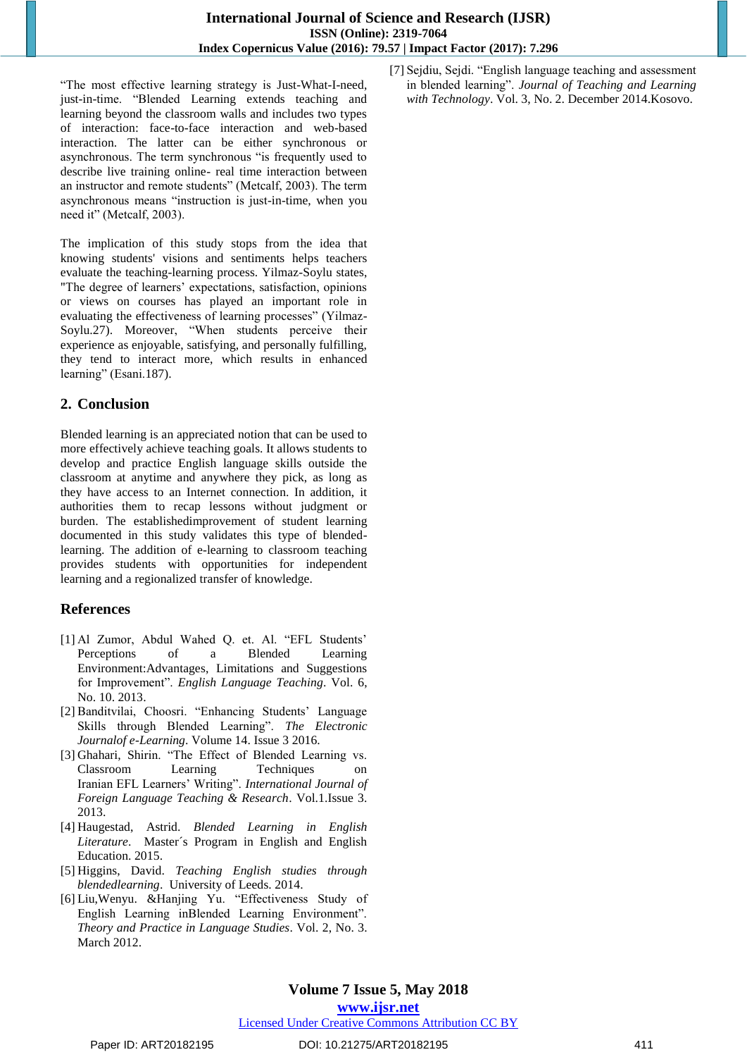"The most effective learning strategy is Just-What-I-need, just-in-time. "Blended Learning extends teaching and learning beyond the classroom walls and includes two types of interaction: face-to-face interaction and web-based interaction. The latter can be either synchronous or asynchronous. The term synchronous "is frequently used to describe live training online- real time interaction between an instructor and remote students" (Metcalf, 2003). The term asynchronous means "instruction is just-in-time, when you need it" (Metcalf, 2003).

The implication of this study stops from the idea that knowing students' visions and sentiments helps teachers evaluate the teaching-learning process. Yilmaz-Soylu states, "The degree of learners' expectations, satisfaction, opinions or views on courses has played an important role in evaluating the effectiveness of learning processes" (Yilmaz-Soylu.27). Moreover, "When students perceive their experience as enjoyable, satisfying, and personally fulfilling, they tend to interact more, which results in enhanced learning" (Esani.187).

## 2. Conclusion

Blended learning is an appreciated notion that can be used to more effectively achieve teaching goals. It allows students to develop and practice English language skills outside the classroom at anytime and anywhere they pick, as long as they have access to an Internet connection. In addition, it authorities them to recap lessons without judgment or burden. The establishedimprovement of student learning documented in this study validates this type of blended-learning. The addition of e-learning to classroom teaching provides students with opportunities for independent learning and a regionalized transfer of knowledge.

## References

[1] Al Zumor, Abdul Wahed Q. et. Al. "EFL Students' Perceptions of a Blended Learning Environment:Advantages, Limitations and Suggestions for Improvement". *English Language Teaching*. Vol. 6, No. 10. 2013.

[2] Banditvilai, Choosri. "Enhancing Students' Language Skills through Blended Learning". *The Electronic Journalof e-Learning*. Volume 14. Issue 3 2016.

[3] Ghahari, Shirin. "The Effect of Blended Learning vs. Classroom Learning Techniques on Iranian EFL Learners' Writing". *International Journal of Foreign Language Teaching & Research*. Vol.1.Issue 3. 2013.

[4] Haugestad, Astrid. *Blended Learning in English Literature*. Master´s Program in English and English Education. 2015.

[5] Higgins, David. *Teaching English studies through blendedlearning*. University of Leeds. 2014.

[6] Liu,Wenyu. &Hanjing Yu. "Effectiveness Study of English Learning inBlended Learning Environment". *Theory and Practice in Language Studies*. Vol. 2, No. 3. March 2012.

[7] Sejdiu, Sejdi. "English language teaching and assessment in blended learning". *Journal of Teaching and Learning with Technology*. Vol. 3, No. 2. December 2014.Kosovo.